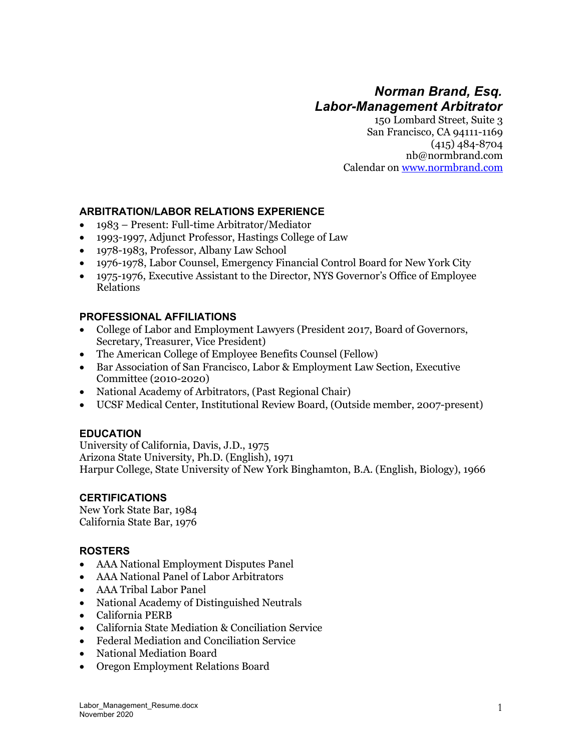# *Norman Brand, Esq.*
## *Labor-Management Arbitrator*

150 Lombard Street, Suite 3
San Francisco, CA 94111-1169
(415) 484-8704
nb@normbrand.com
Calendar on [www.normbrand.com](http://www.normbrand.com)

### ARBITRATION/LABOR RELATIONS EXPERIENCE

- 1983 – Present: Full-time Arbitrator/Mediator
- 1993-1997, Adjunct Professor, Hastings College of Law
- 1978-1983, Professor, Albany Law School
- 1976-1978, Labor Counsel, Emergency Financial Control Board for New York City
- 1975-1976, Executive Assistant to the Director, NYS Governor's Office of Employee Relations

### PROFESSIONAL AFFILIATIONS

- College of Labor and Employment Lawyers (President 2017, Board of Governors, Secretary, Treasurer, Vice President)
- The American College of Employee Benefits Counsel (Fellow)
- Bar Association of San Francisco, Labor & Employment Law Section, Executive Committee (2010-2020)
- National Academy of Arbitrators, (Past Regional Chair)
- UCSF Medical Center, Institutional Review Board, (Outside member, 2007-present)

### EDUCATION

University of California, Davis, J.D., 1975
Arizona State University, Ph.D. (English), 1971
Harpur College, State University of New York Binghamton, B.A. (English, Biology), 1966

### CERTIFICATIONS

New York State Bar, 1984
California State Bar, 1976

### ROSTERS

- AAA National Employment Disputes Panel
- AAA National Panel of Labor Arbitrators
- AAA Tribal Labor Panel
- National Academy of Distinguished Neutrals
- California PERB
- California State Mediation & Conciliation Service
- Federal Mediation and Conciliation Service
- National Mediation Board
- Oregon Employment Relations Board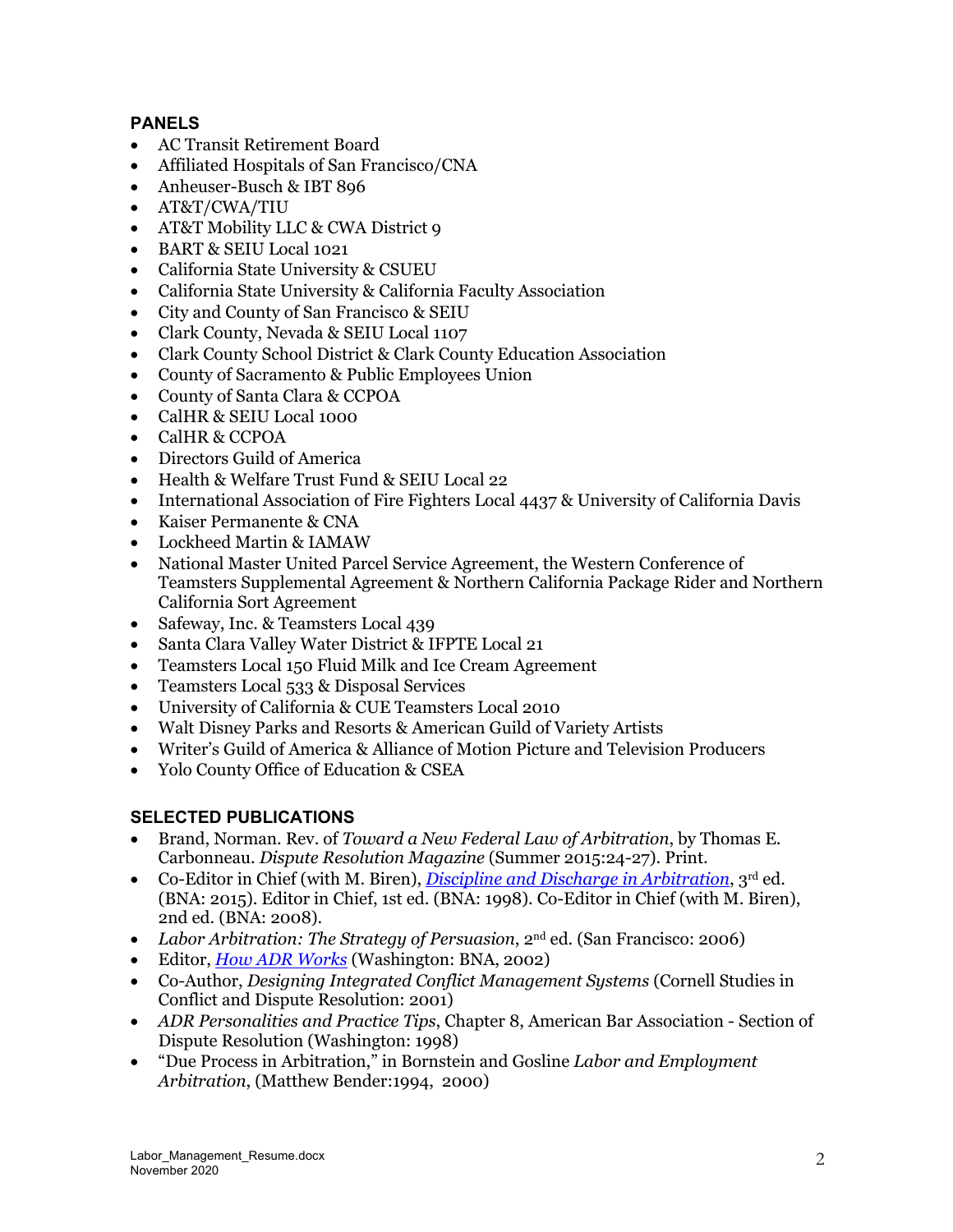## PANELS

- AC Transit Retirement Board
- Affiliated Hospitals of San Francisco/CNA
- Anheuser-Busch & IBT 896
- AT&T/CWA/TIU
- AT&T Mobility LLC & CWA District 9
- BART & SEIU Local 1021
- California State University & CSUEU
- California State University & California Faculty Association
- City and County of San Francisco & SEIU
- Clark County, Nevada & SEIU Local 1107
- Clark County School District & Clark County Education Association
- County of Sacramento & Public Employees Union
- County of Santa Clara & CCPOA
- CalHR & SEIU Local 1000
- CalHR & CCPOA
- Directors Guild of America
- Health & Welfare Trust Fund & SEIU Local 22
- International Association of Fire Fighters Local 4437 & University of California Davis
- Kaiser Permanente & CNA
- Lockheed Martin & IAMAW
- National Master United Parcel Service Agreement, the Western Conference of Teamsters Supplemental Agreement & Northern California Package Rider and Northern California Sort Agreement
- Safeway, Inc. & Teamsters Local 439
- Santa Clara Valley Water District & IFPTE Local 21
- Teamsters Local 150 Fluid Milk and Ice Cream Agreement
- Teamsters Local 533 & Disposal Services
- University of California & CUE Teamsters Local 2010
- Walt Disney Parks and Resorts & American Guild of Variety Artists
- Writer's Guild of America & Alliance of Motion Picture and Television Producers
- Yolo County Office of Education & CSEA

## SELECTED PUBLICATIONS

- Brand, Norman. Rev. of *Toward a New Federal Law of Arbitration*, by Thomas E. Carbonneau. *Dispute Resolution Magazine* (Summer 2015:24-27). Print.
- Co-Editor in Chief (with M. Biren), *Discipline and Discharge in Arbitration*, 3rd ed. (BNA: 2015). Editor in Chief, 1st ed. (BNA: 1998). Co-Editor in Chief (with M. Biren), 2nd ed. (BNA: 2008).
- *Labor Arbitration: The Strategy of Persuasion*, 2nd ed. (San Francisco: 2006)
- Editor, *How ADR Works* (Washington: BNA, 2002)
- Co-Author, *Designing Integrated Conflict Management Systems* (Cornell Studies in Conflict and Dispute Resolution: 2001)
- *ADR Personalities and Practice Tips*, Chapter 8, American Bar Association - Section of Dispute Resolution (Washington: 1998)
- "Due Process in Arbitration," in Bornstein and Gosline *Labor and Employment Arbitration*, (Matthew Bender:1994, 2000)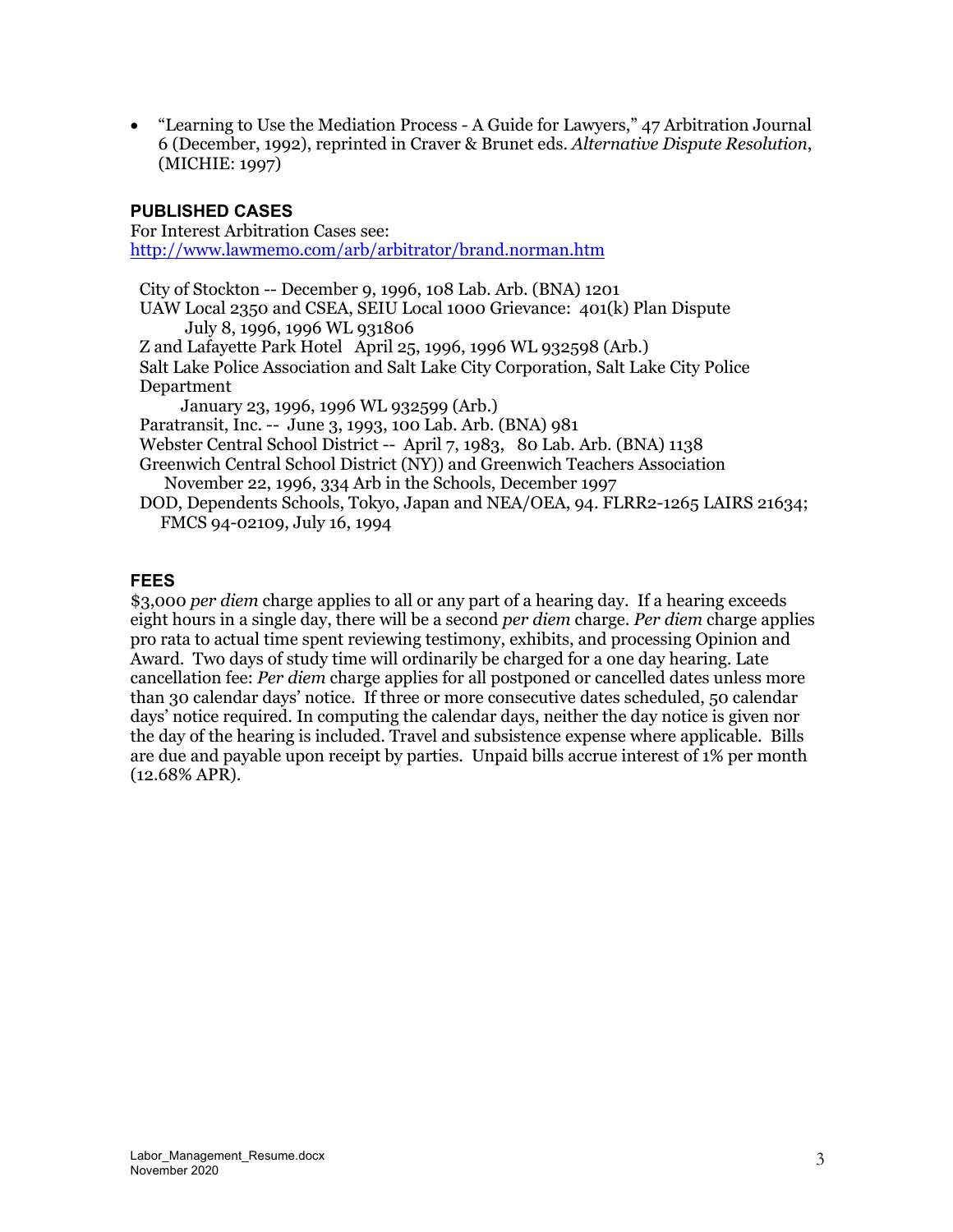- "Learning to Use the Mediation Process - A Guide for Lawyers," 47 Arbitration Journal 6 (December, 1992), reprinted in Craver & Brunet eds. *Alternative Dispute Resolution*, (MICHIE: 1997)

## PUBLISHED CASES

For Interest Arbitration Cases see:
[http://www.lawmemo.com/arb/arbitrator/brand.norman.htm](http://www.lawmemo.com/arb/arbitrator/brand.norman.htm)

City of Stockton -- December 9, 1996, 108 Lab. Arb. (BNA) 1201
UAW Local 2350 and CSEA, SEIU Local 1000 Grievance: 401(k) Plan Dispute
July 8, 1996, 1996 WL 931806
Z and Lafayette Park Hotel April 25, 1996, 1996 WL 932598 (Arb.)
Salt Lake Police Association and Salt Lake City Corporation, Salt Lake City Police Department
January 23, 1996, 1996 WL 932599 (Arb.)
Paratransit, Inc. -- June 3, 1993, 100 Lab. Arb. (BNA) 981
Webster Central School District -- April 7, 1983, 80 Lab. Arb. (BNA) 1138
Greenwich Central School District (NY)) and Greenwich Teachers Association
November 22, 1996, 334 Arb in the Schools, December 1997
DOD, Dependents Schools, Tokyo, Japan and NEA/OEA, 94. FLRR2-1265 LAIRS 21634; FMCS 94-02109, July 16, 1994

## FEES

$3,000 *per diem* charge applies to all or any part of a hearing day. If a hearing exceeds eight hours in a single day, there will be a second *per diem* charge. *Per diem* charge applies pro rata to actual time spent reviewing testimony, exhibits, and processing Opinion and Award. Two days of study time will ordinarily be charged for a one day hearing. Late cancellation fee: *Per diem* charge applies for all postponed or cancelled dates unless more than 30 calendar days' notice. If three or more consecutive dates scheduled, 50 calendar days' notice required. In computing the calendar days, neither the day notice is given nor the day of the hearing is included. Travel and subsistence expense where applicable. Bills are due and payable upon receipt by parties. Unpaid bills accrue interest of 1% per month (12.68% APR).